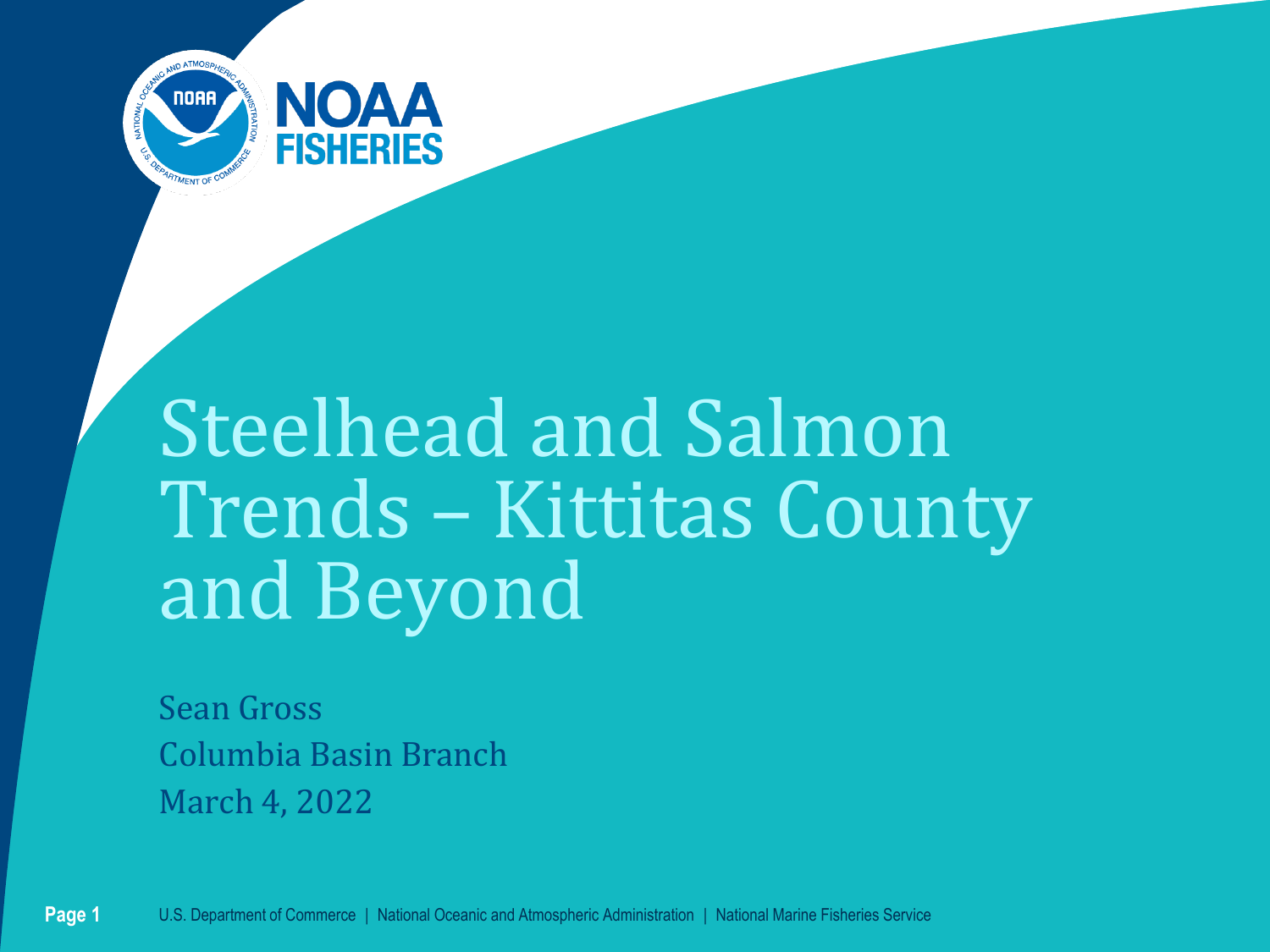# Steelhead and Salmon Trends – Kittitas County and Beyond

Sean Gross

Columbia Basin Branch

March 4, 2022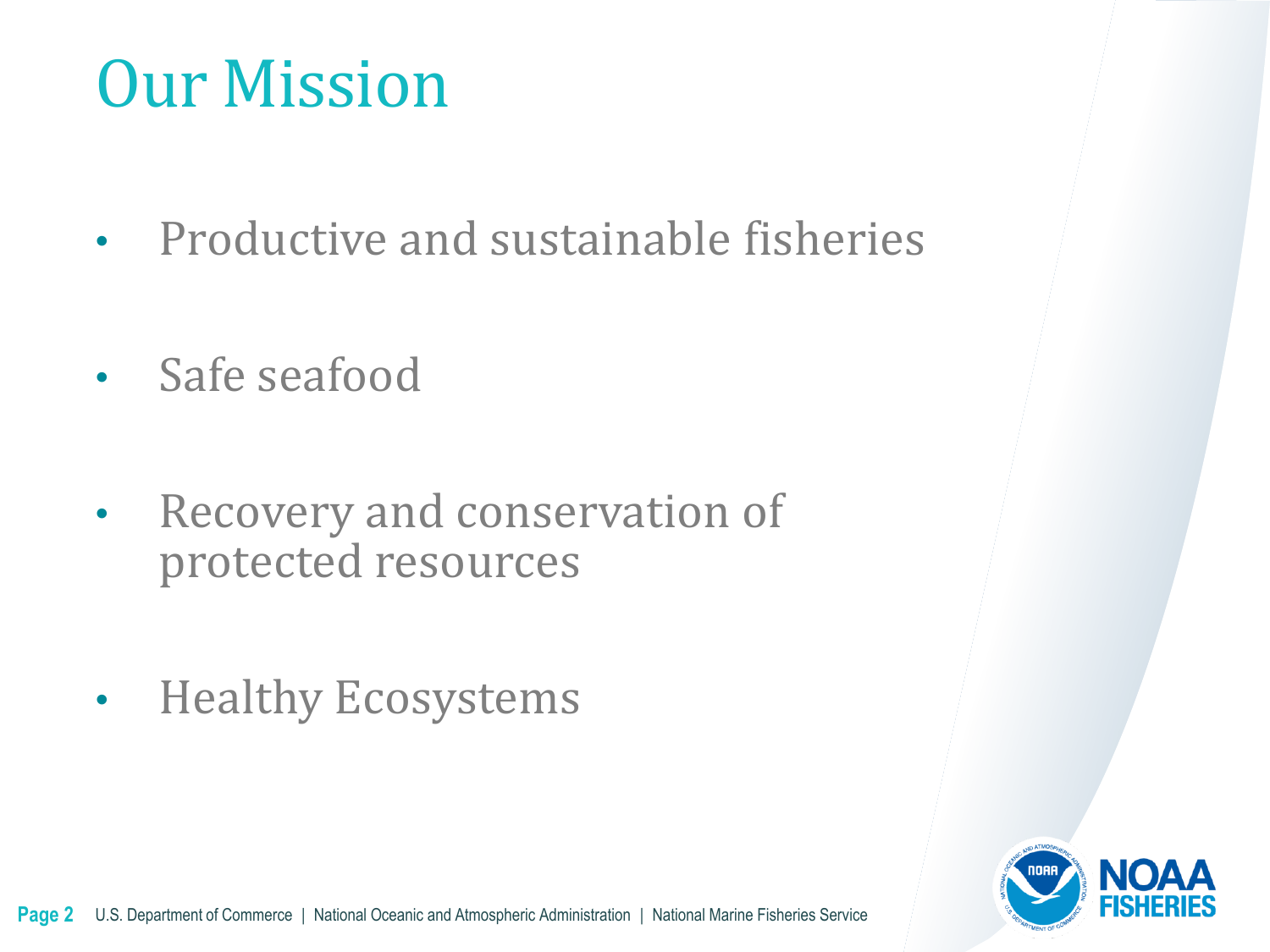# Our Mission

- Productive and sustainable fisheries
- Safe seafood
- Recovery and conservation of protected resources
- Healthy Ecosystems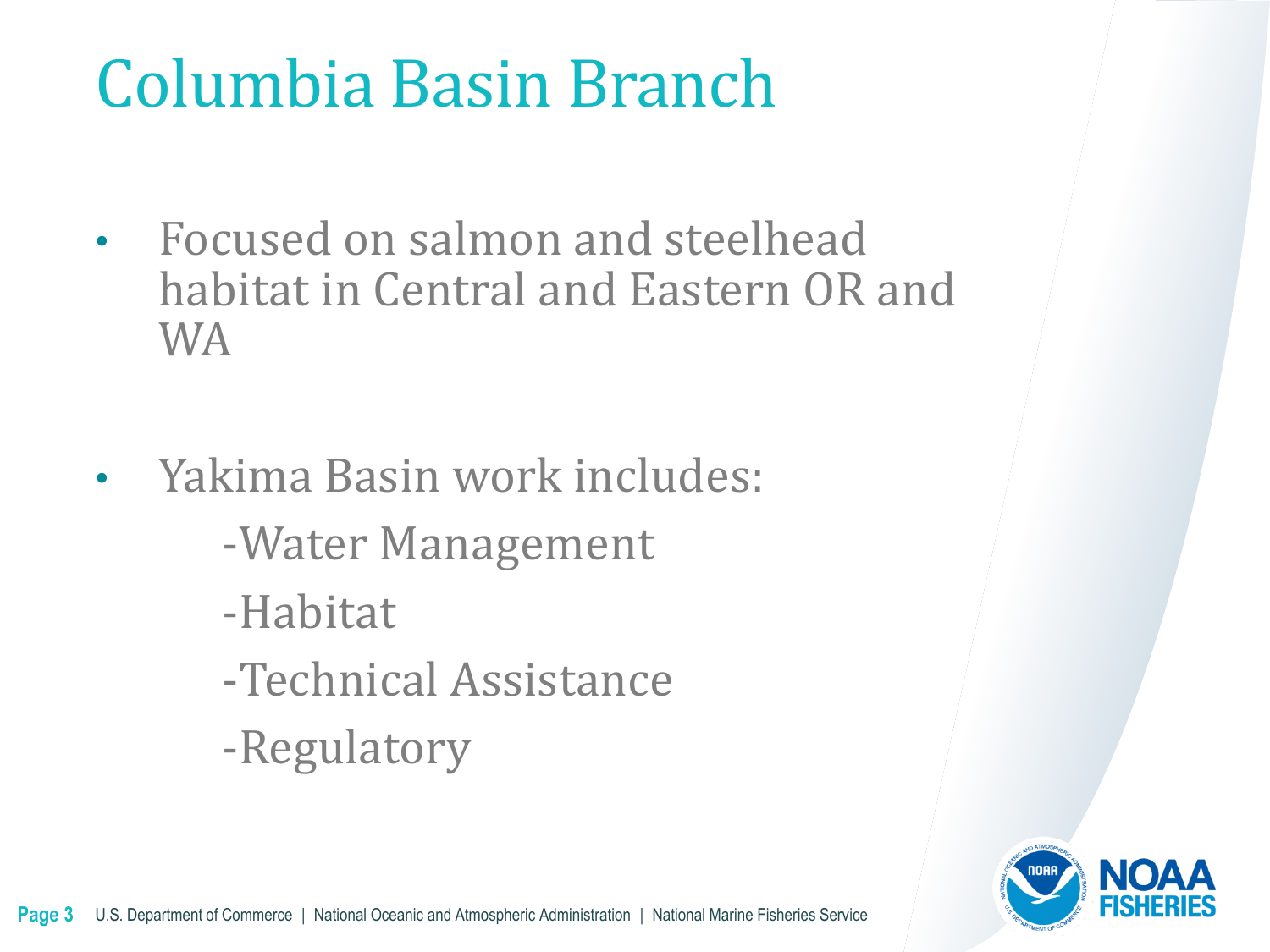# Columbia Basin Branch

- Focused on salmon and steelhead habitat in Central and Eastern OR and WA

- Yakima Basin work includes:
  - -Water Management
  - -Habitat
  - -Technical Assistance
  - -Regulatory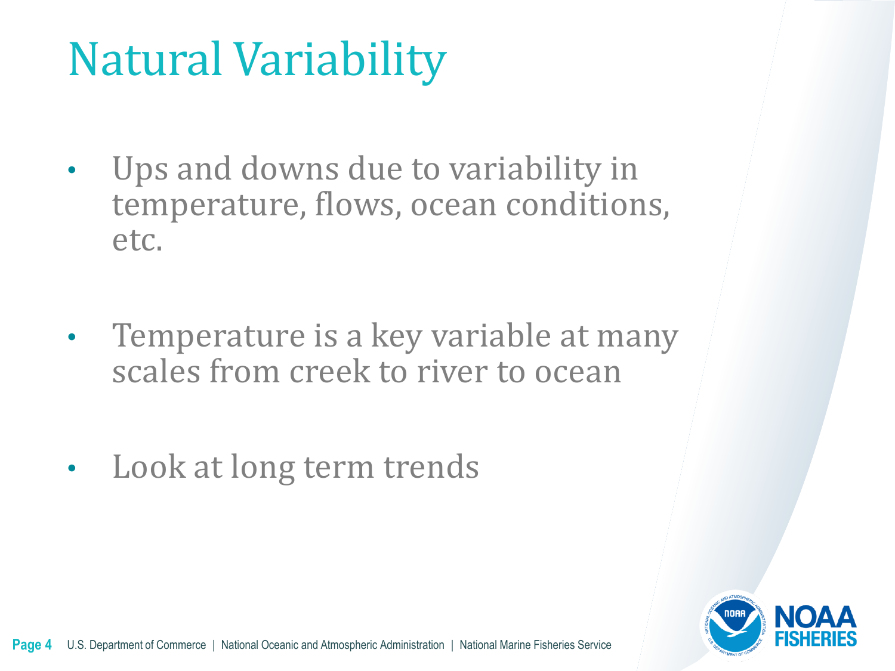# Natural Variability

- Ups and downs due to variability in temperature, flows, ocean conditions, etc.

- Temperature is a key variable at many scales from creek to river to ocean

- Look at long term trends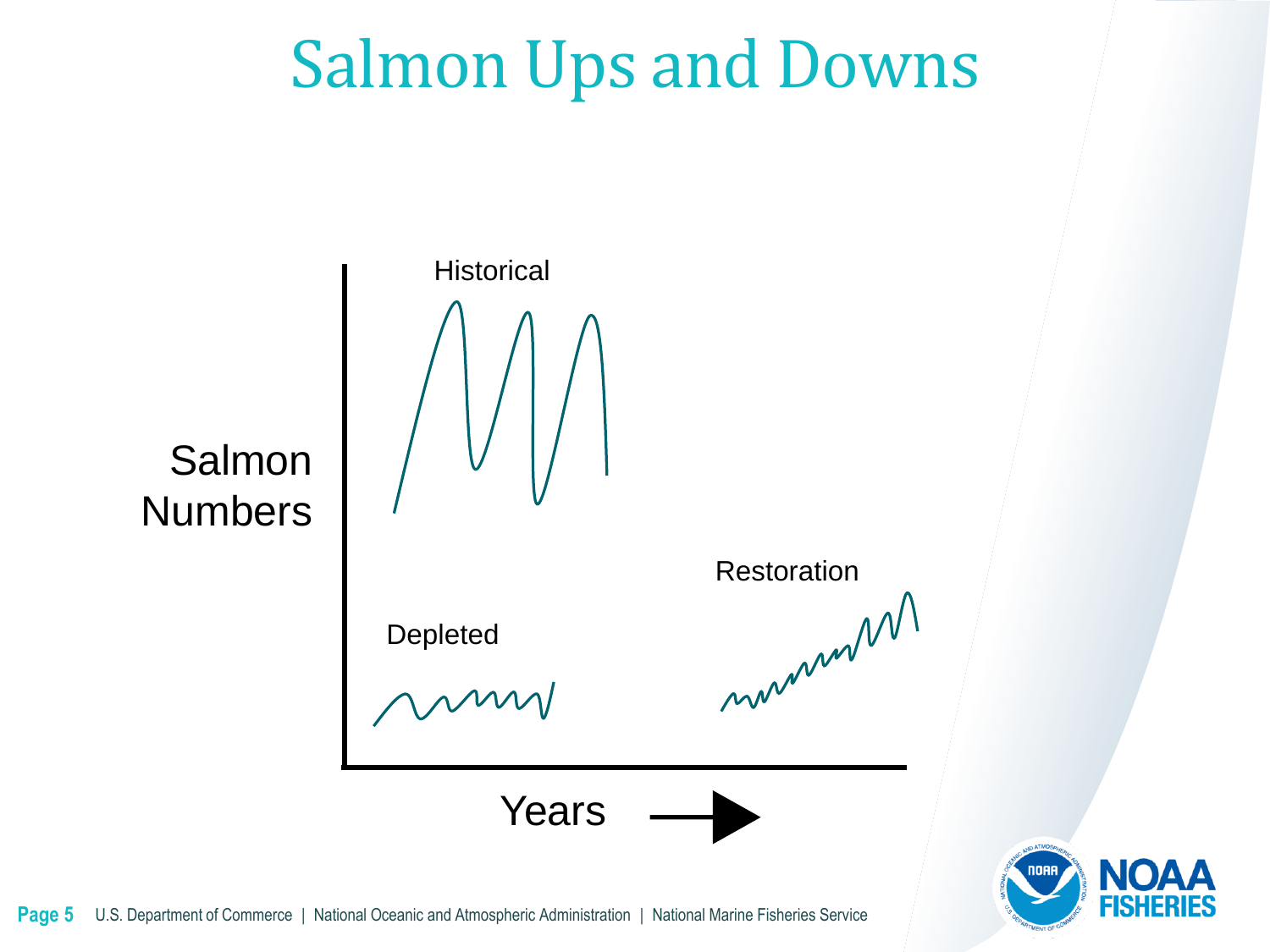# Salmon Ups and Downs

Historical

Salmon Numbers

Restoration

Depleted

Years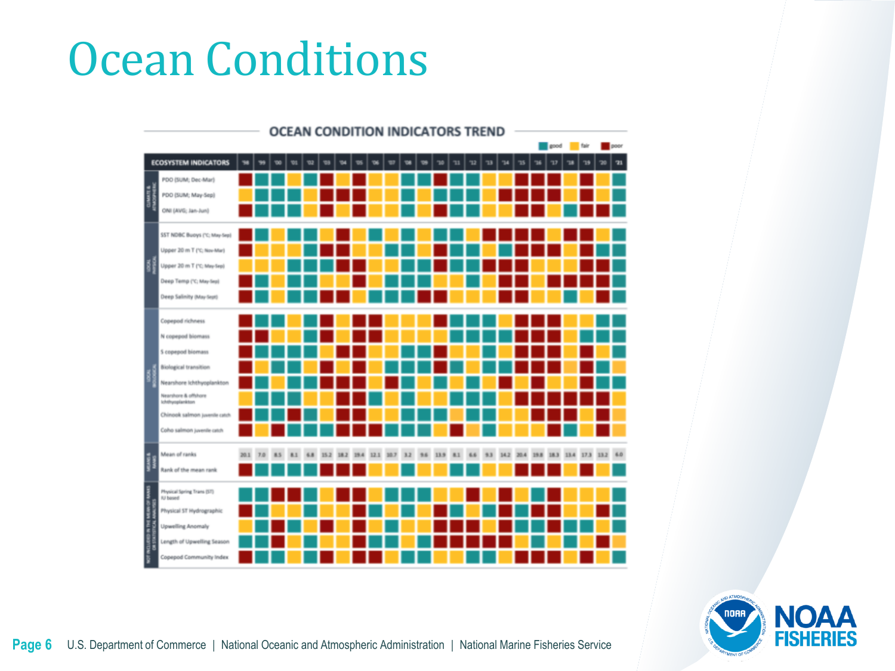# Ocean Conditions

## OCEAN CONDITION INDICATORS TREND

Legend: good | fair | poor

| | ECOSYSTEM INDICATORS | '98 | '99 | '00 | '01 | '02 | '03 | '04 | '05 | '06 | '07 | '08 | '09 | '10 | '11 | '12 | '13 | '14 | '15 | '16 | '17 | '18 | '19 | '20 | '21 |
|---|---|---|---|---|---|---|---|---|---|---|---|---|---|---|---|---|---|---|---|---|---|---|---|---|---|
| CLIMATE & ATMOSPHERIC | PDO (SUM; Dec-Mar) | | | | | | | | | | | | | | | | | | | | | | | | |
| | PDO (SUM; May-Sep) | | | | | | | | | | | | | | | | | | | | | | | | |
| | ONI (AVG; Jan-Jun) | | | | | | | | | | | | | | | | | | | | | | | | |
| LOCAL PHYSICAL | SST NDBC Buoys (°C; May-Sep) | | | | | | | | | | | | | | | | | | | | | | | | |
| | Upper 20 m T (°C; Nov-Mar) | | | | | | | | | | | | | | | | | | | | | | | | |
| | Upper 20 m T (°C; May-Sep) | | | | | | | | | | | | | | | | | | | | | | | | |
| | Deep Temp (°C; May-Sep) | | | | | | | | | | | | | | | | | | | | | | | | |
| | Deep Salinity (May-Sept) | | | | | | | | | | | | | | | | | | | | | | | | |
| LOCAL BIOLOGICAL | Copepod richness | | | | | | | | | | | | | | | | | | | | | | | | |
| | N copepod biomass | | | | | | | | | | | | | | | | | | | | | | | | |
| | S copepod biomass | | | | | | | | | | | | | | | | | | | | | | | | |
| | Biological transition | | | | | | | | | | | | | | | | | | | | | | | | |
| | Nearshore Ichthyoplankton | | | | | | | | | | | | | | | | | | | | | | | | |
| | Nearshore & offshore Ichthyoplankton | | | | | | | | | | | | | | | | | | | | | | | | |
| | Chinook salmon juvenile catch | | | | | | | | | | | | | | | | | | | | | | | | |
| | Coho salmon juvenile catch | | | | | | | | | | | | | | | | | | | | | | | | |
| MEANS & RANKS | Mean of ranks | 20.1 | 7.0 | 8.5 | 8.1 | 6.8 | 15.2 | 18.2 | 19.4 | 12.1 | 10.7 | 3.2 | 9.6 | 13.9 | 8.1 | 6.6 | 9.3 | 14.2 | 20.4 | 19.8 | 18.3 | 13.4 | 17.3 | 13.2 | 6.0 |
| | Rank of the mean rank | | | | | | | | | | | | | | | | | | | | | | | | |
| NOT INCLUDED IN THE MEAN OF RANKS OR STATISTICAL ANALYSIS | Physical Spring Trans (ST) IU based | | | | | | | | | | | | | | | | | | | | | | | | |
| | Physical ST Hydrographic | | | | | | | | | | | | | | | | | | | | | | | | |
| | Upwelling Anomaly | | | | | | | | | | | | | | | | | | | | | | | | |
| | Length of Upwelling Season | | | | | | | | | | | | | | | | | | | | | | | | |
| | Copepod Community Index | | | | | | | | | | | | | | | | | | | | | | | | |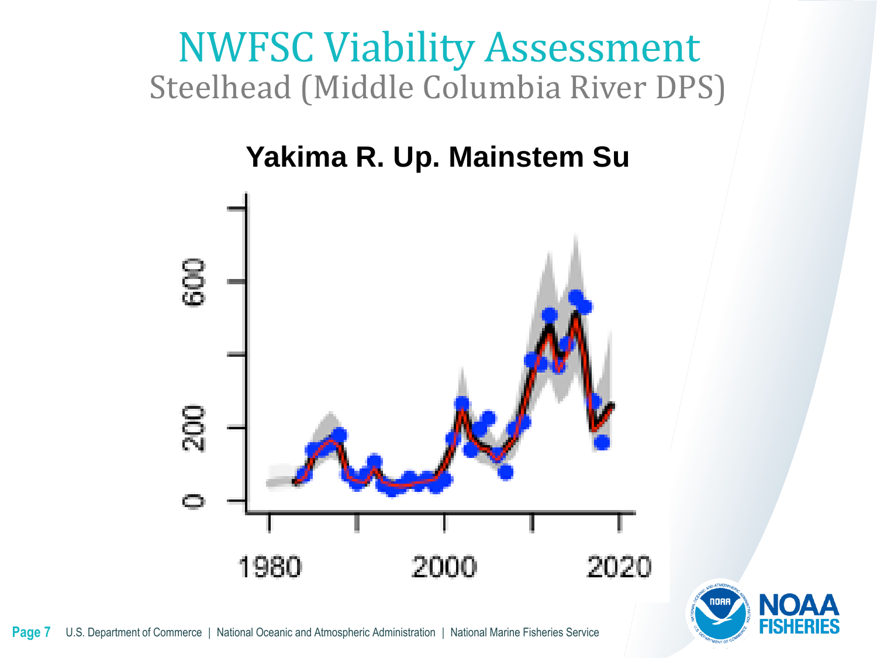# NWFSC Viability Assessment

## Steelhead (Middle Columbia River DPS)

**Yakima R. Up. Mainstem Su**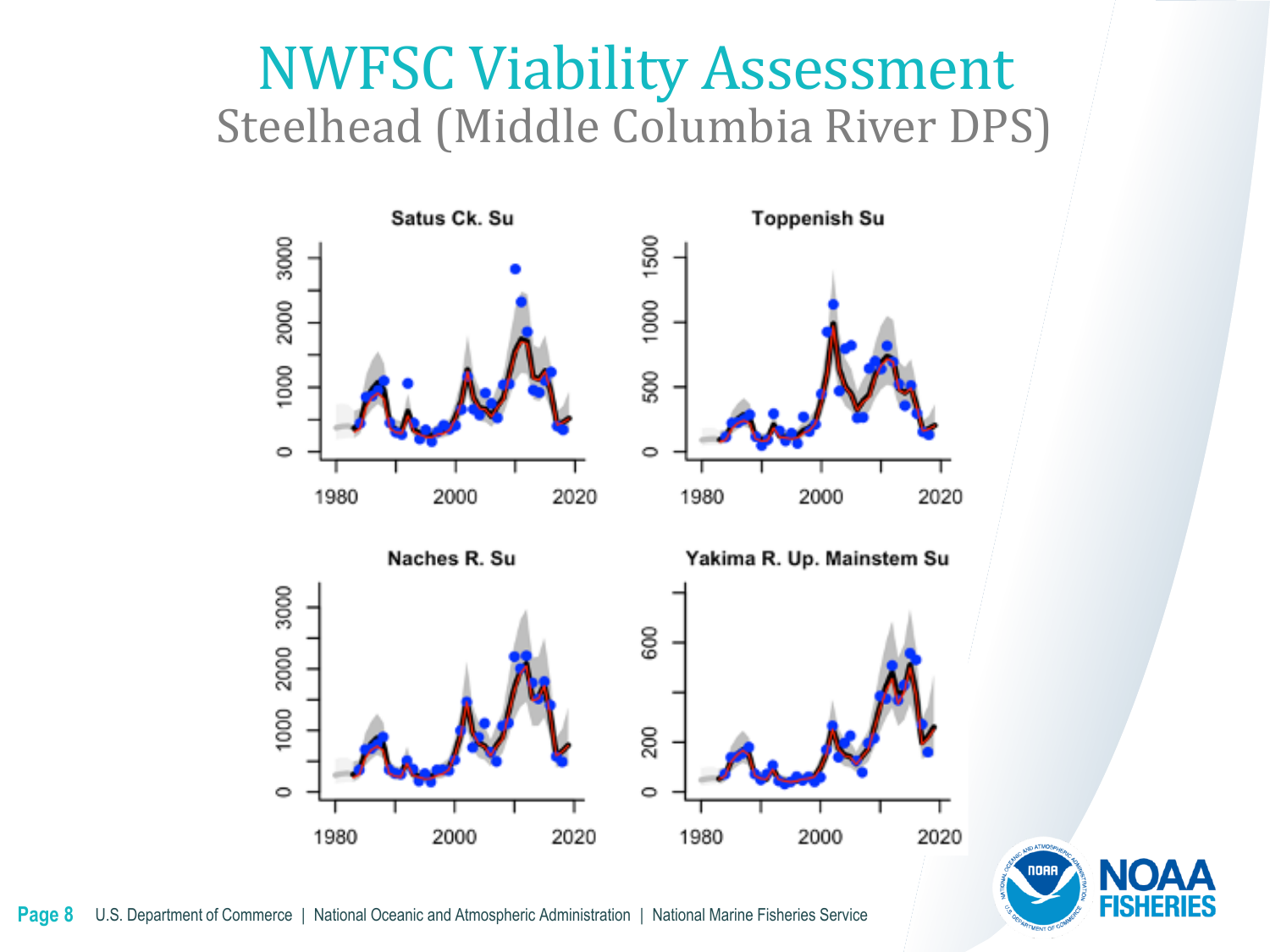# NWFSC Viability Assessment

## Steelhead (Middle Columbia River DPS)

Satus Ck. Su

Toppenish Su

Naches R. Su

Yakima R. Up. Mainstem Su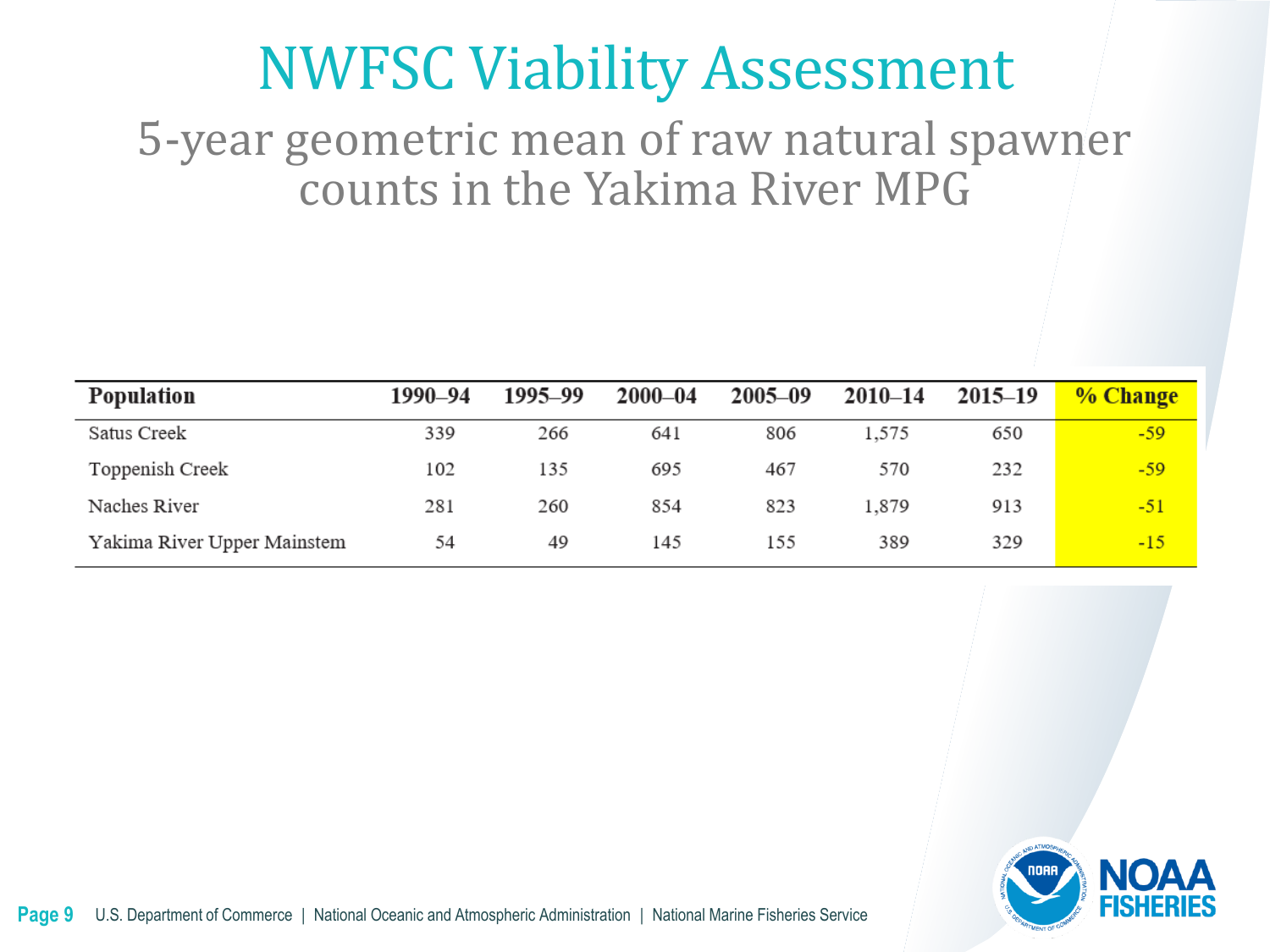# NWFSC Viability Assessment

## 5-year geometric mean of raw natural spawner counts in the Yakima River MPG

| Population | 1990–94 | 1995–99 | 2000–04 | 2005–09 | 2010–14 | 2015–19 | % Change |
|---|---|---|---|---|---|---|---|
| Satus Creek | 339 | 266 | 641 | 806 | 1,575 | 650 | -59 |
| Toppenish Creek | 102 | 135 | 695 | 467 | 570 | 232 | -59 |
| Naches River | 281 | 260 | 854 | 823 | 1,879 | 913 | -51 |
| Yakima River Upper Mainstem | 54 | 49 | 145 | 155 | 389 | 329 | -15 |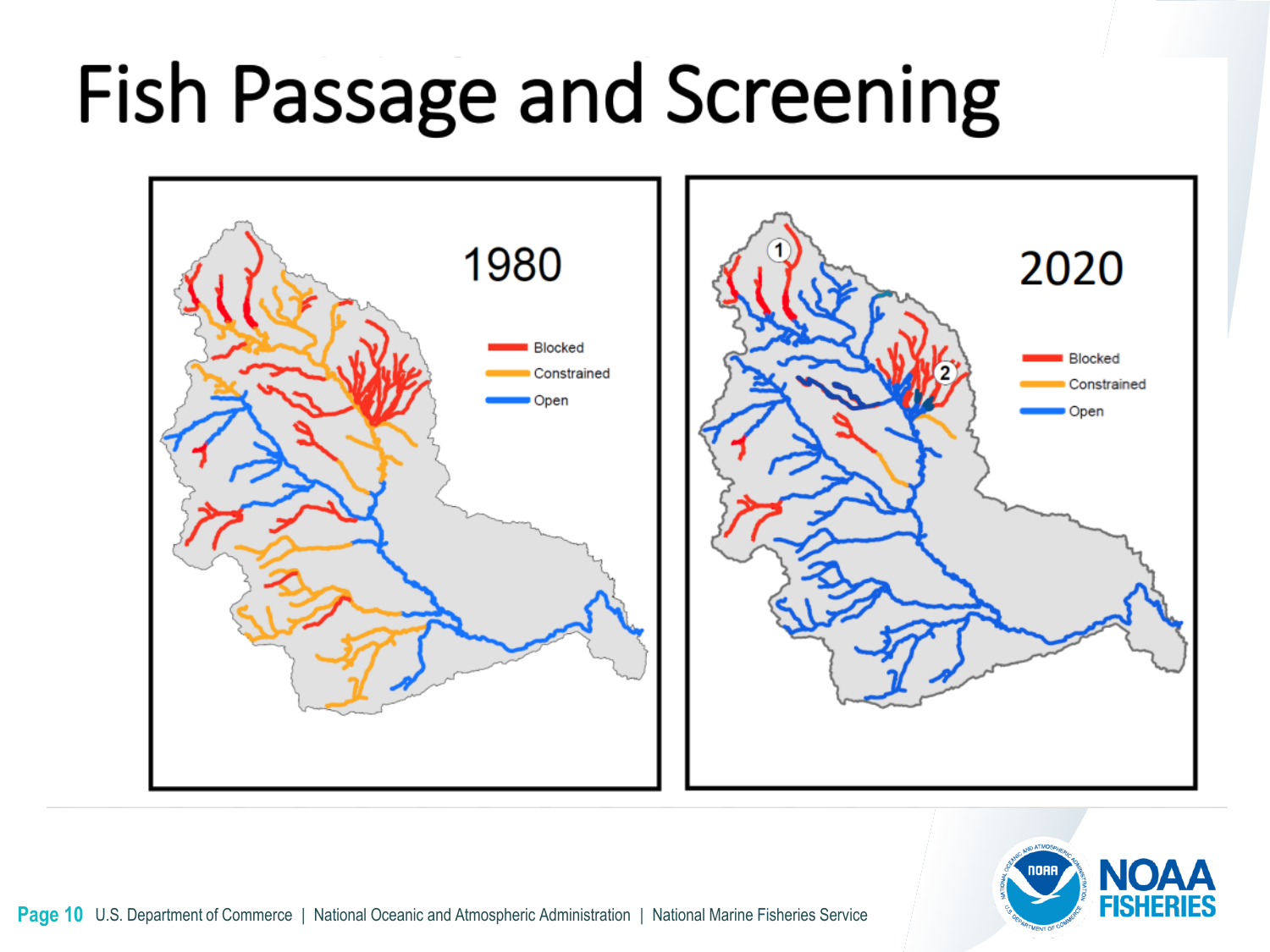# Fish Passage and Screening

1980

Blocked
Constrained
Open

2020

Blocked
Constrained
Open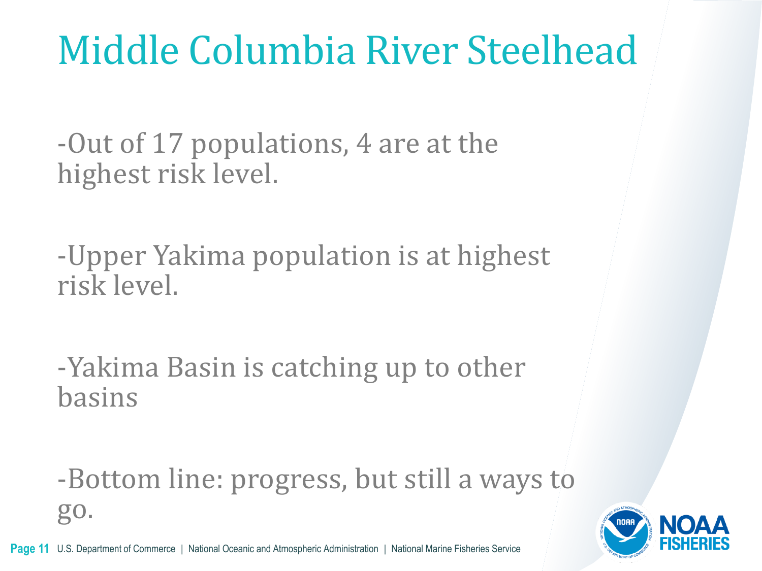# Middle Columbia River Steelhead

-Out of 17 populations, 4 are at the highest risk level.

-Upper Yakima population is at highest risk level.

-Yakima Basin is catching up to other basins

-Bottom line: progress, but still a ways to go.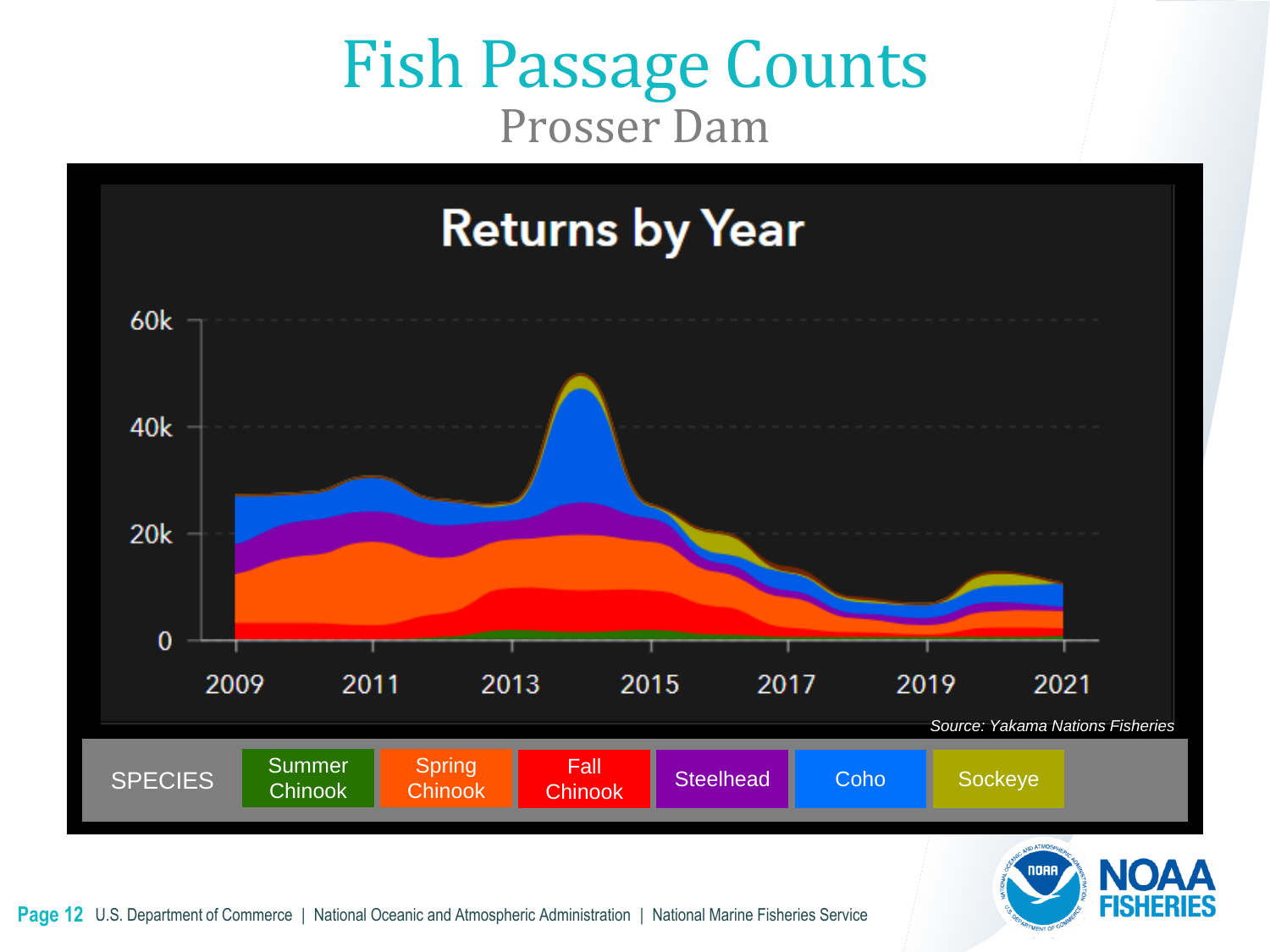# Fish Passage Counts

## Prosser Dam

### Returns by Year

60k
40k
20k
0

2009 2011 2013 2015 2017 2019 2021

*Source: Yakama Nations Fisheries*

SPECIES: Summer Chinook | Spring Chinook | Fall Chinook | Steelhead | Coho | Sockeye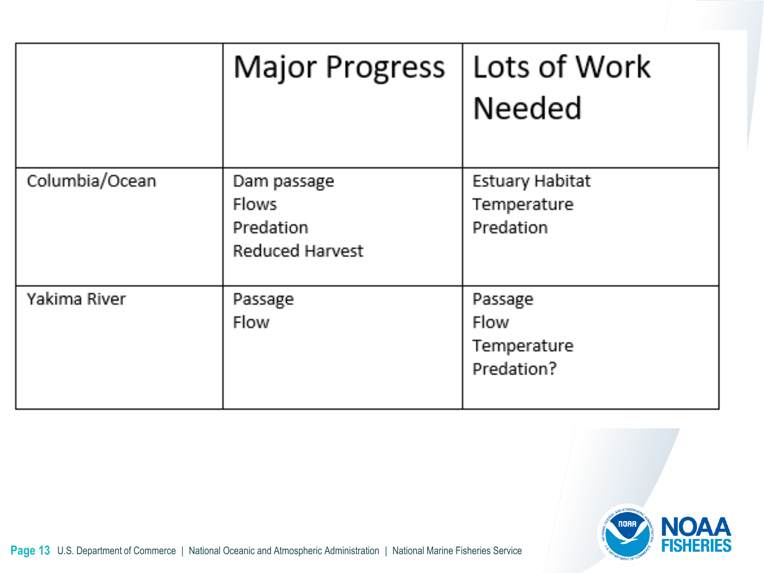| | Major Progress | Lots of Work Needed |
|---|---|---|
| Columbia/Ocean | Dam passage<br>Flows<br>Predation<br>Reduced Harvest | Estuary Habitat<br>Temperature<br>Predation |
| Yakima River | Passage<br>Flow | Passage<br>Flow<br>Temperature<br>Predation? |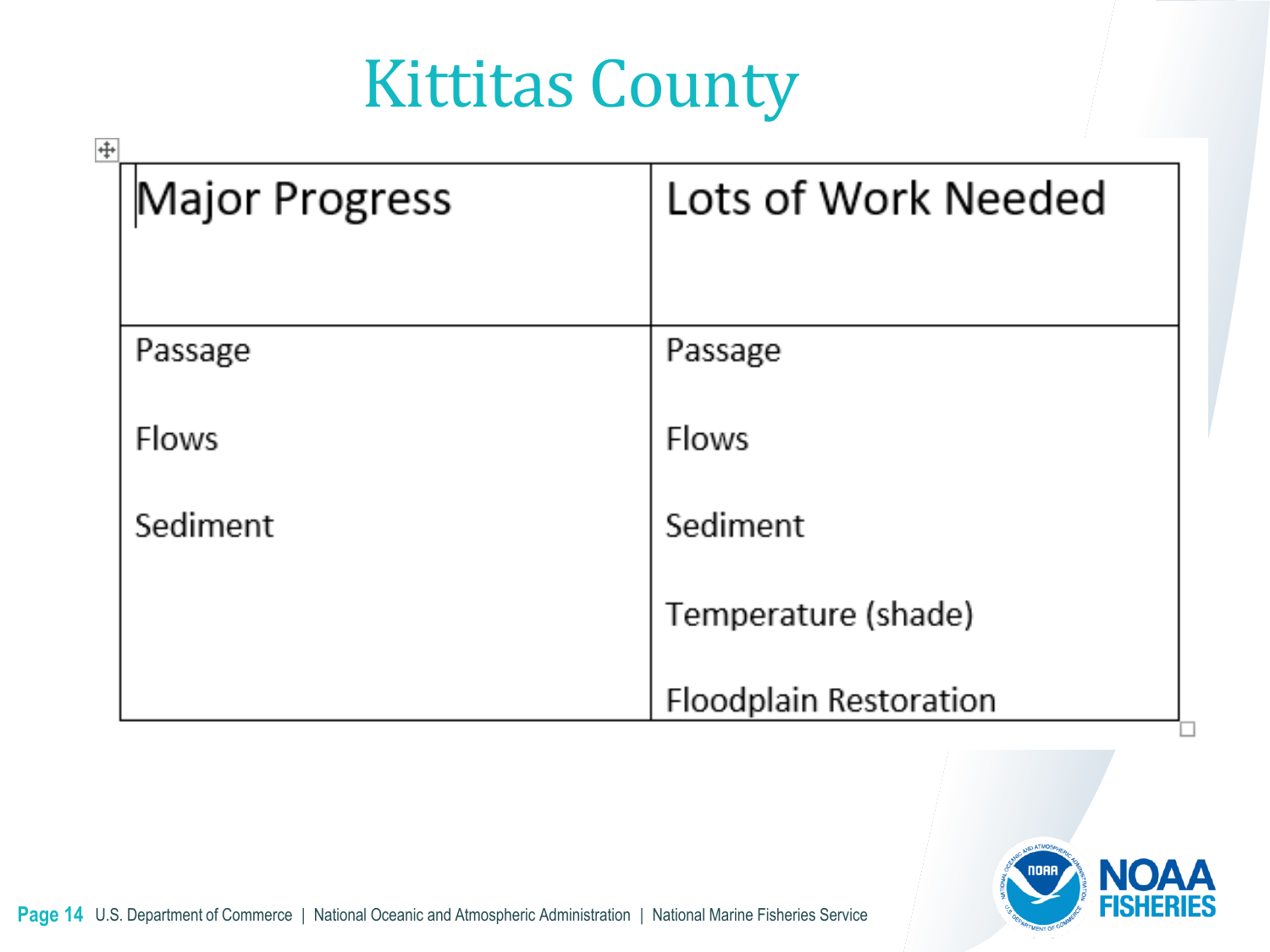# Kittitas County

| Major Progress | Lots of Work Needed |
|---|---|
| Passage | Passage |
| Flows | Flows |
| Sediment | Sediment |
| | Temperature (shade) |
| | Floodplain Restoration |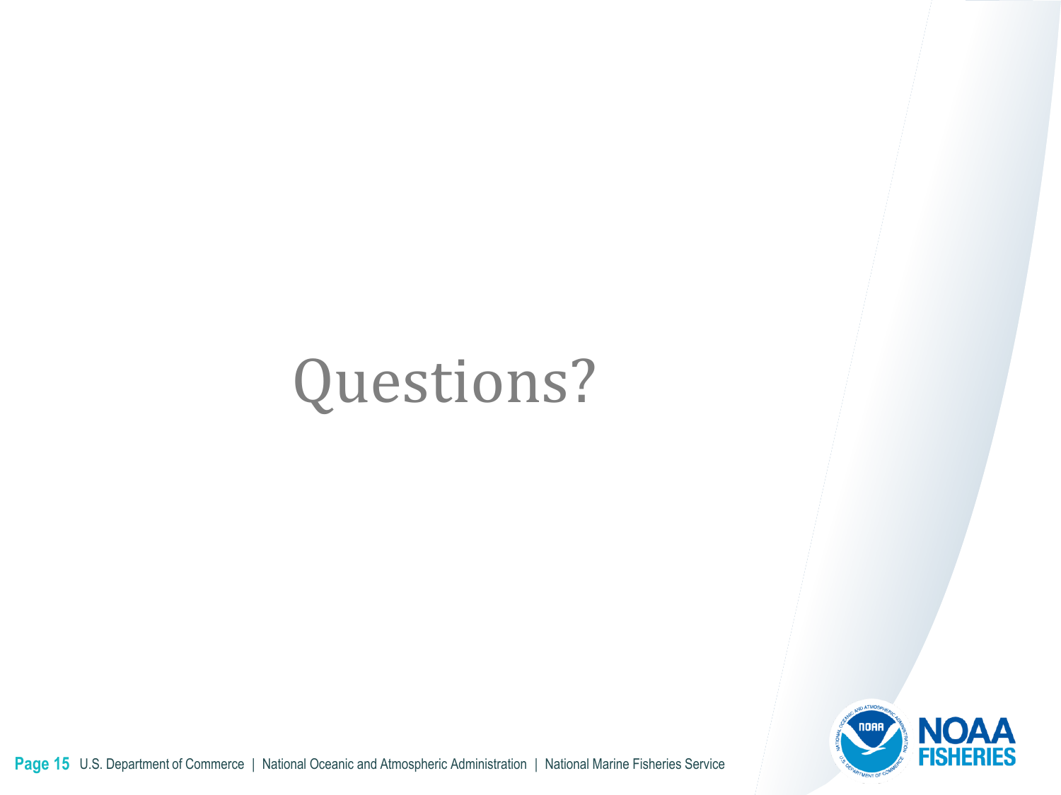# Questions?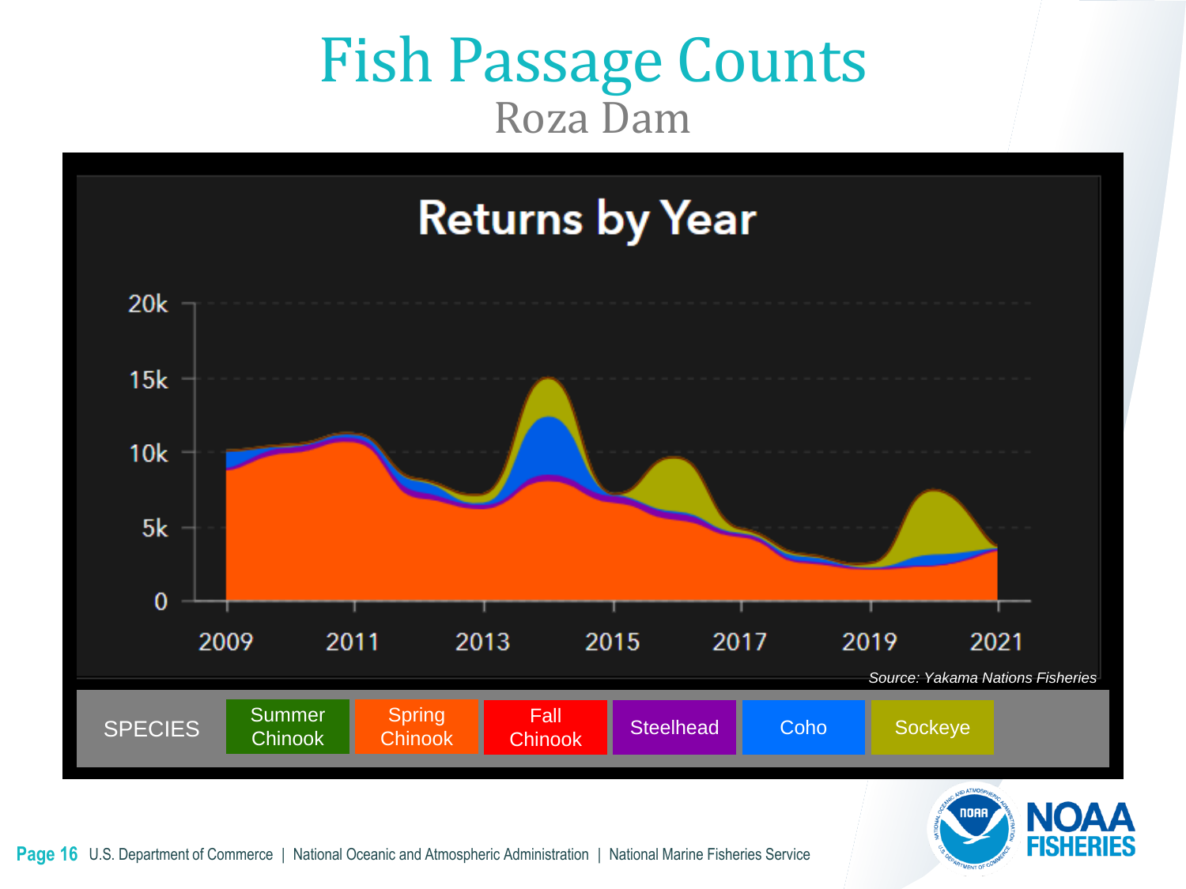# Fish Passage Counts

## Roza Dam

Returns by Year

20k
15k
10k
5k
0

2009
2011
2013
2015
2017
2019
2021

*Source: Yakama Nations Fisheries*

SPECIES

Summer Chinook
Spring Chinook
Fall Chinook
Steelhead
Coho
Sockeye